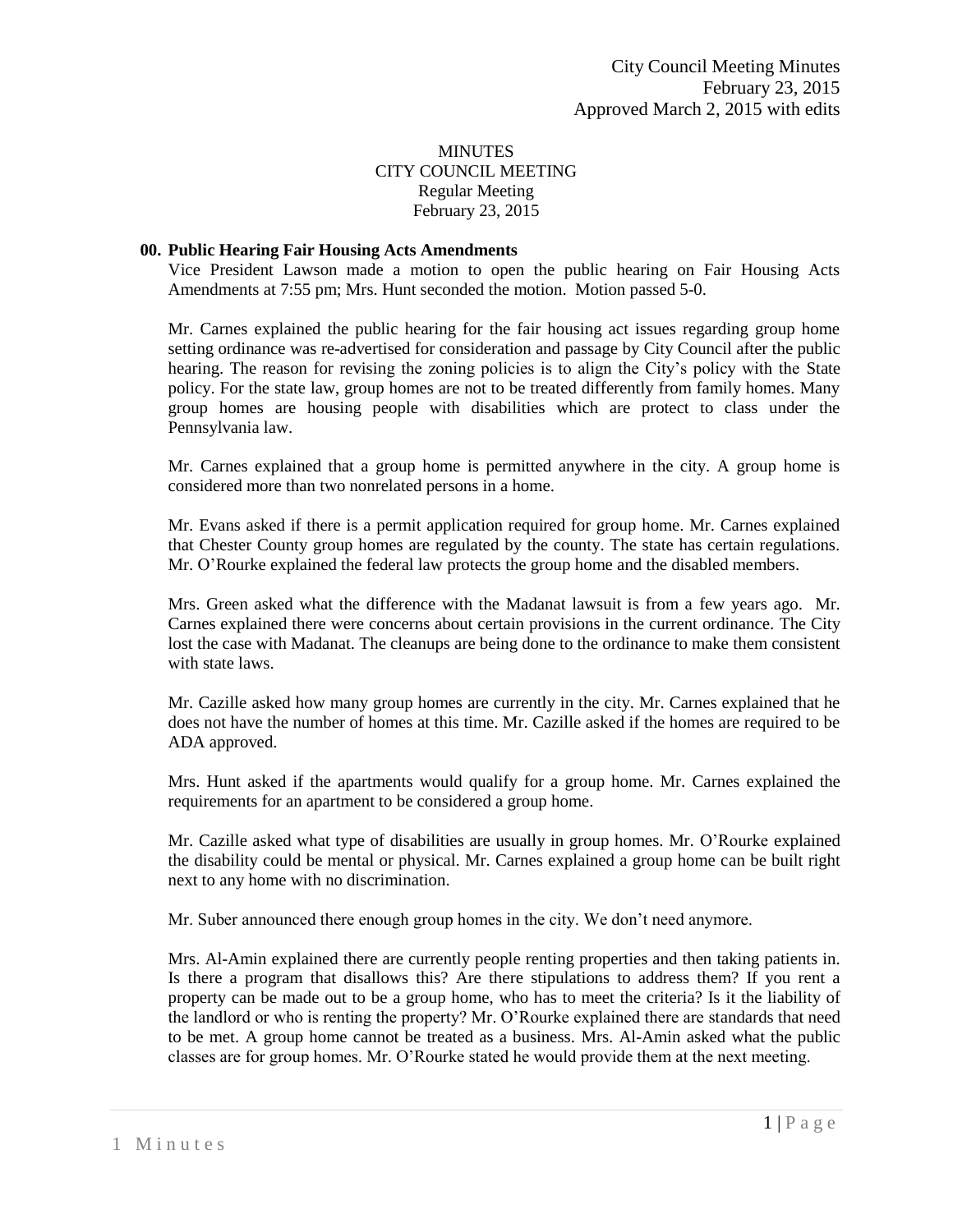City Council Meeting Minutes
February 23, 2015
Approved March 2, 2015 with edits

# MINUTES
## CITY COUNCIL MEETING
### Regular Meeting
### February 23, 2015

**00. Public Hearing Fair Housing Acts Amendments**

Vice President Lawson made a motion to open the public hearing on Fair Housing Acts Amendments at 7:55 pm; Mrs. Hunt seconded the motion. Motion passed 5-0.

Mr. Carnes explained the public hearing for the fair housing act issues regarding group home setting ordinance was re-advertised for consideration and passage by City Council after the public hearing. The reason for revising the zoning policies is to align the City's policy with the State policy. For the state law, group homes are not to be treated differently from family homes. Many group homes are housing people with disabilities which are protect to class under the Pennsylvania law.

Mr. Carnes explained that a group home is permitted anywhere in the city. A group home is considered more than two nonrelated persons in a home.

Mr. Evans asked if there is a permit application required for group home. Mr. Carnes explained that Chester County group homes are regulated by the county. The state has certain regulations. Mr. O'Rourke explained the federal law protects the group home and the disabled members.

Mrs. Green asked what the difference with the Madanat lawsuit is from a few years ago. Mr. Carnes explained there were concerns about certain provisions in the current ordinance. The City lost the case with Madanat. The cleanups are being done to the ordinance to make them consistent with state laws.

Mr. Cazille asked how many group homes are currently in the city. Mr. Carnes explained that he does not have the number of homes at this time. Mr. Cazille asked if the homes are required to be ADA approved.

Mrs. Hunt asked if the apartments would qualify for a group home. Mr. Carnes explained the requirements for an apartment to be considered a group home.

Mr. Cazille asked what type of disabilities are usually in group homes. Mr. O'Rourke explained the disability could be mental or physical. Mr. Carnes explained a group home can be built right next to any home with no discrimination.

Mr. Suber announced there enough group homes in the city. We don't need anymore.

Mrs. Al-Amin explained there are currently people renting properties and then taking patients in. Is there a program that disallows this? Are there stipulations to address them? If you rent a property can be made out to be a group home, who has to meet the criteria? Is it the liability of the landlord or who is renting the property? Mr. O'Rourke explained there are standards that need to be met. A group home cannot be treated as a business. Mrs. Al-Amin asked what the public classes are for group homes. Mr. O'Rourke stated he would provide them at the next meeting.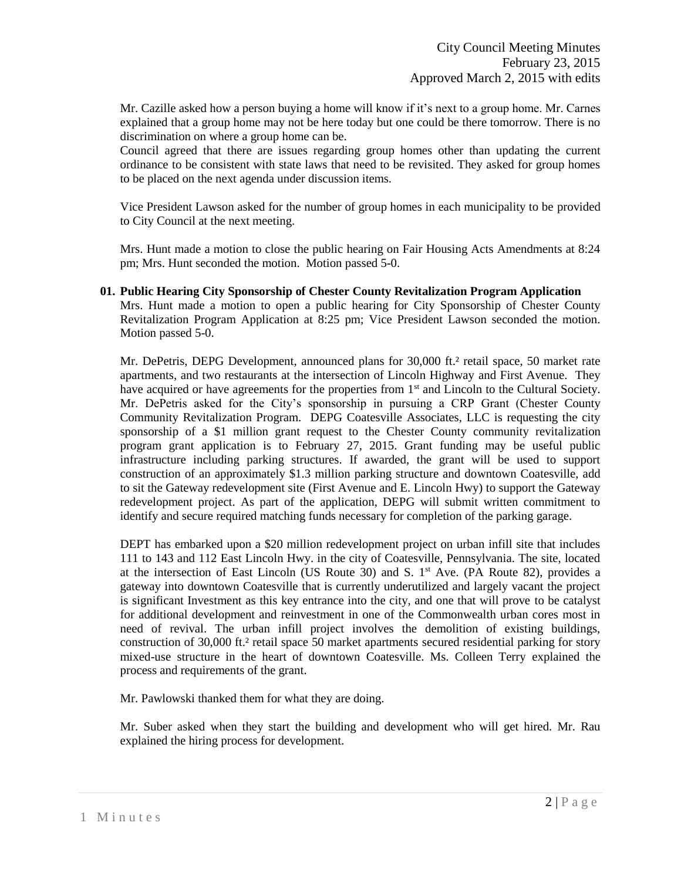Mr. Cazille asked how a person buying a home will know if it's next to a group home. Mr. Carnes explained that a group home may not be here today but one could be there tomorrow. There is no discrimination on where a group home can be.
Council agreed that there are issues regarding group homes other than updating the current ordinance to be consistent with state laws that need to be revisited. They asked for group homes to be placed on the next agenda under discussion items.

Vice President Lawson asked for the number of group homes in each municipality to be provided to City Council at the next meeting.

Mrs. Hunt made a motion to close the public hearing on Fair Housing Acts Amendments at 8:24 pm; Mrs. Hunt seconded the motion. Motion passed 5-0.

**01. Public Hearing City Sponsorship of Chester County Revitalization Program Application**

Mrs. Hunt made a motion to open a public hearing for City Sponsorship of Chester County Revitalization Program Application at 8:25 pm; Vice President Lawson seconded the motion. Motion passed 5-0.

Mr. DePetris, DEPG Development, announced plans for 30,000 ft.² retail space, 50 market rate apartments, and two restaurants at the intersection of Lincoln Highway and First Avenue. They have acquired or have agreements for the properties from 1st and Lincoln to the Cultural Society. Mr. DePetris asked for the City's sponsorship in pursuing a CRP Grant (Chester County Community Revitalization Program. DEPG Coatesville Associates, LLC is requesting the city sponsorship of a $1 million grant request to the Chester County community revitalization program grant application is to February 27, 2015. Grant funding may be useful public infrastructure including parking structures. If awarded, the grant will be used to support construction of an approximately $1.3 million parking structure and downtown Coatesville, add to sit the Gateway redevelopment site (First Avenue and E. Lincoln Hwy) to support the Gateway redevelopment project. As part of the application, DEPG will submit written commitment to identify and secure required matching funds necessary for completion of the parking garage.

DEPT has embarked upon a $20 million redevelopment project on urban infill site that includes 111 to 143 and 112 East Lincoln Hwy. in the city of Coatesville, Pennsylvania. The site, located at the intersection of East Lincoln (US Route 30) and S. 1st Ave. (PA Route 82), provides a gateway into downtown Coatesville that is currently underutilized and largely vacant the project is significant Investment as this key entrance into the city, and one that will prove to be catalyst for additional development and reinvestment in one of the Commonwealth urban cores most in need of revival. The urban infill project involves the demolition of existing buildings, construction of 30,000 ft.² retail space 50 market apartments secured residential parking for story mixed-use structure in the heart of downtown Coatesville. Ms. Colleen Terry explained the process and requirements of the grant.

Mr. Pawlowski thanked them for what they are doing.

Mr. Suber asked when they start the building and development who will get hired. Mr. Rau explained the hiring process for development.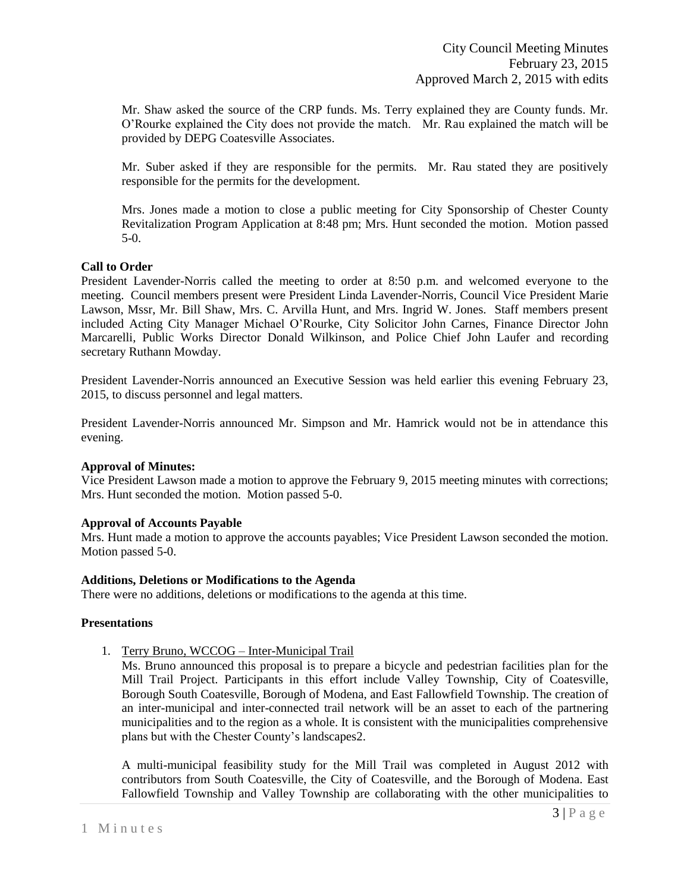Mr. Shaw asked the source of the CRP funds. Ms. Terry explained they are County funds. Mr. O'Rourke explained the City does not provide the match. Mr. Rau explained the match will be provided by DEPG Coatesville Associates.

Mr. Suber asked if they are responsible for the permits. Mr. Rau stated they are positively responsible for the permits for the development.

Mrs. Jones made a motion to close a public meeting for City Sponsorship of Chester County Revitalization Program Application at 8:48 pm; Mrs. Hunt seconded the motion. Motion passed 5-0.

**Call to Order**

President Lavender-Norris called the meeting to order at 8:50 p.m. and welcomed everyone to the meeting. Council members present were President Linda Lavender-Norris, Council Vice President Marie Lawson, Mssr, Mr. Bill Shaw, Mrs. C. Arvilla Hunt, and Mrs. Ingrid W. Jones. Staff members present included Acting City Manager Michael O'Rourke, City Solicitor John Carnes, Finance Director John Marcarelli, Public Works Director Donald Wilkinson, and Police Chief John Laufer and recording secretary Ruthann Mowday.

President Lavender-Norris announced an Executive Session was held earlier this evening February 23, 2015, to discuss personnel and legal matters.

President Lavender-Norris announced Mr. Simpson and Mr. Hamrick would not be in attendance this evening.

**Approval of Minutes:**

Vice President Lawson made a motion to approve the February 9, 2015 meeting minutes with corrections; Mrs. Hunt seconded the motion. Motion passed 5-0.

**Approval of Accounts Payable**

Mrs. Hunt made a motion to approve the accounts payables; Vice President Lawson seconded the motion. Motion passed 5-0.

**Additions, Deletions or Modifications to the Agenda**

There were no additions, deletions or modifications to the agenda at this time.

**Presentations**

1. Terry Bruno, WCCOG – Inter-Municipal Trail

   Ms. Bruno announced this proposal is to prepare a bicycle and pedestrian facilities plan for the Mill Trail Project. Participants in this effort include Valley Township, City of Coatesville, Borough South Coatesville, Borough of Modena, and East Fallowfield Township. The creation of an inter-municipal and inter-connected trail network will be an asset to each of the partnering municipalities and to the region as a whole. It is consistent with the municipalities comprehensive plans but with the Chester County's landscapes2.

   A multi-municipal feasibility study for the Mill Trail was completed in August 2012 with contributors from South Coatesville, the City of Coatesville, and the Borough of Modena. East Fallowfield Township and Valley Township are collaborating with the other municipalities to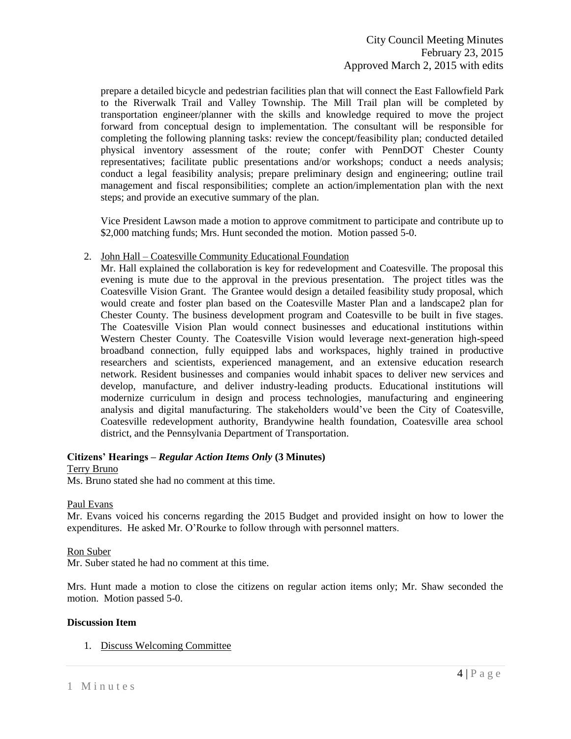prepare a detailed bicycle and pedestrian facilities plan that will connect the East Fallowfield Park to the Riverwalk Trail and Valley Township. The Mill Trail plan will be completed by transportation engineer/planner with the skills and knowledge required to move the project forward from conceptual design to implementation. The consultant will be responsible for completing the following planning tasks: review the concept/feasibility plan; conducted detailed physical inventory assessment of the route; confer with PennDOT Chester County representatives; facilitate public presentations and/or workshops; conduct a needs analysis; conduct a legal feasibility analysis; prepare preliminary design and engineering; outline trail management and fiscal responsibilities; complete an action/implementation plan with the next steps; and provide an executive summary of the plan.

Vice President Lawson made a motion to approve commitment to participate and contribute up to $2,000 matching funds; Mrs. Hunt seconded the motion. Motion passed 5-0.

2. John Hall – Coatesville Community Educational Foundation

   Mr. Hall explained the collaboration is key for redevelopment and Coatesville. The proposal this evening is mute due to the approval in the previous presentation. The project titles was the Coatesville Vision Grant. The Grantee would design a detailed feasibility study proposal, which would create and foster plan based on the Coatesville Master Plan and a landscape2 plan for Chester County. The business development program and Coatesville to be built in five stages. The Coatesville Vision Plan would connect businesses and educational institutions within Western Chester County. The Coatesville Vision would leverage next-generation high-speed broadband connection, fully equipped labs and workspaces, highly trained in productive researchers and scientists, experienced management, and an extensive education research network. Resident businesses and companies would inhabit spaces to deliver new services and develop, manufacture, and deliver industry-leading products. Educational institutions will modernize curriculum in design and process technologies, manufacturing and engineering analysis and digital manufacturing. The stakeholders would've been the City of Coatesville, Coatesville redevelopment authority, Brandywine health foundation, Coatesville area school district, and the Pennsylvania Department of Transportation.

**Citizens' Hearings –** ***Regular Action Items Only*** **(3 Minutes)**

Terry Bruno

Ms. Bruno stated she had no comment at this time.

Paul Evans

Mr. Evans voiced his concerns regarding the 2015 Budget and provided insight on how to lower the expenditures. He asked Mr. O'Rourke to follow through with personnel matters.

Ron Suber

Mr. Suber stated he had no comment at this time.

Mrs. Hunt made a motion to close the citizens on regular action items only; Mr. Shaw seconded the motion. Motion passed 5-0.

**Discussion Item**

1. Discuss Welcoming Committee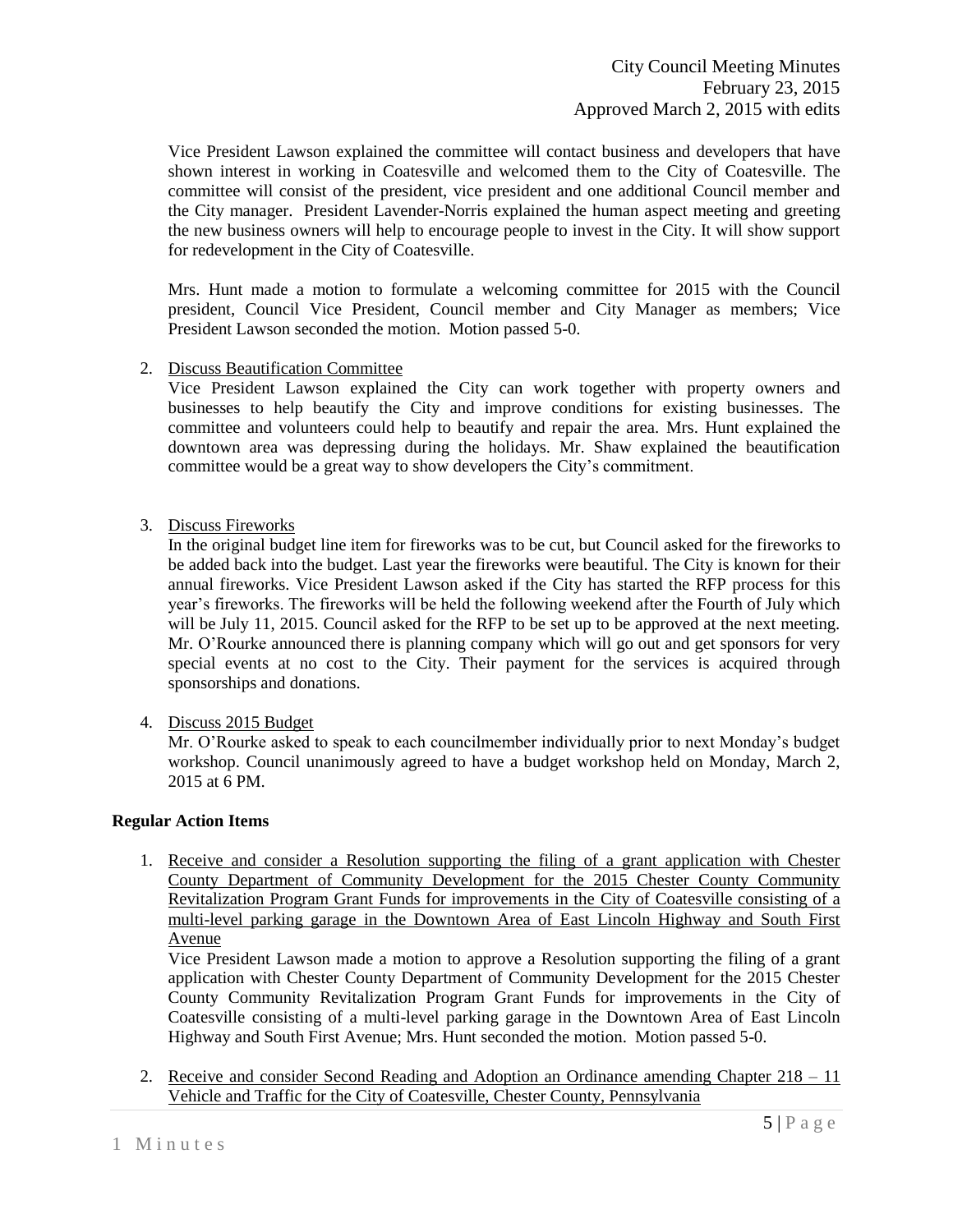Vice President Lawson explained the committee will contact business and developers that have shown interest in working in Coatesville and welcomed them to the City of Coatesville. The committee will consist of the president, vice president and one additional Council member and the City manager. President Lavender-Norris explained the human aspect meeting and greeting the new business owners will help to encourage people to invest in the City. It will show support for redevelopment in the City of Coatesville.

Mrs. Hunt made a motion to formulate a welcoming committee for 2015 with the Council president, Council Vice President, Council member and City Manager as members; Vice President Lawson seconded the motion. Motion passed 5-0.

2. <u>Discuss Beautification Committee</u>
   Vice President Lawson explained the City can work together with property owners and businesses to help beautify the City and improve conditions for existing businesses. The committee and volunteers could help to beautify and repair the area. Mrs. Hunt explained the downtown area was depressing during the holidays. Mr. Shaw explained the beautification committee would be a great way to show developers the City's commitment.

3. <u>Discuss Fireworks</u>
   In the original budget line item for fireworks was to be cut, but Council asked for the fireworks to be added back into the budget. Last year the fireworks were beautiful. The City is known for their annual fireworks. Vice President Lawson asked if the City has started the RFP process for this year's fireworks. The fireworks will be held the following weekend after the Fourth of July which will be July 11, 2015. Council asked for the RFP to be set up to be approved at the next meeting. Mr. O'Rourke announced there is planning company which will go out and get sponsors for very special events at no cost to the City. Their payment for the services is acquired through sponsorships and donations.

4. <u>Discuss 2015 Budget</u>
   Mr. O'Rourke asked to speak to each councilmember individually prior to next Monday's budget workshop. Council unanimously agreed to have a budget workshop held on Monday, March 2, 2015 at 6 PM.

**Regular Action Items**

1. <u>Receive and consider a Resolution supporting the filing of a grant application with Chester County Department of Community Development for the 2015 Chester County Community Revitalization Program Grant Funds for improvements in the City of Coatesville consisting of a multi-level parking garage in the Downtown Area of East Lincoln Highway and South First Avenue</u>
   Vice President Lawson made a motion to approve a Resolution supporting the filing of a grant application with Chester County Department of Community Development for the 2015 Chester County Community Revitalization Program Grant Funds for improvements in the City of Coatesville consisting of a multi-level parking garage in the Downtown Area of East Lincoln Highway and South First Avenue; Mrs. Hunt seconded the motion. Motion passed 5-0.

2. <u>Receive and consider Second Reading and Adoption an Ordinance amending Chapter 218 – 11 Vehicle and Traffic for the City of Coatesville, Chester County, Pennsylvania</u>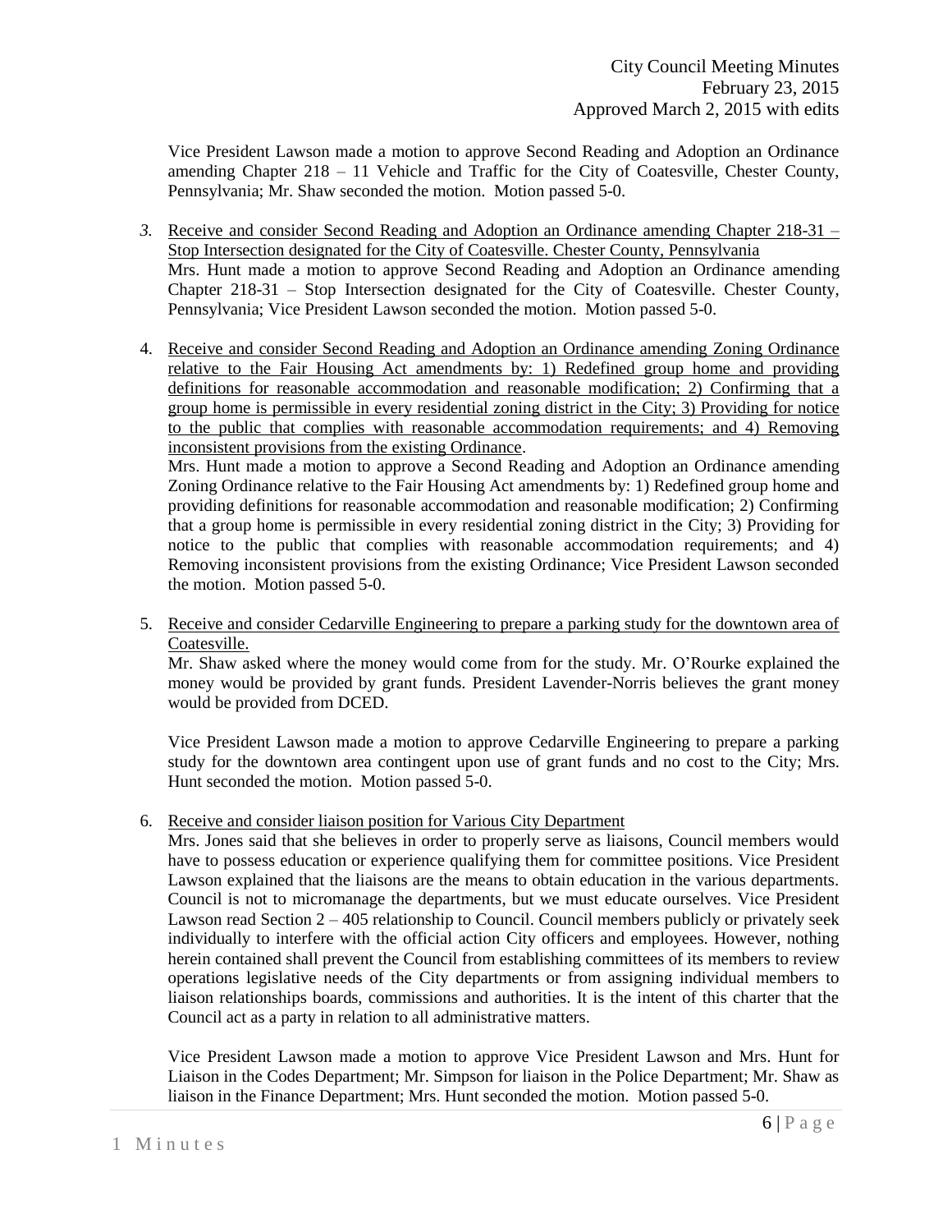Vice President Lawson made a motion to approve Second Reading and Adoption an Ordinance amending Chapter 218 – 11 Vehicle and Traffic for the City of Coatesville, Chester County, Pennsylvania; Mr. Shaw seconded the motion. Motion passed 5-0.

3. Receive and consider Second Reading and Adoption an Ordinance amending Chapter 218-31 – Stop Intersection designated for the City of Coatesville. Chester County, Pennsylvania

   Mrs. Hunt made a motion to approve Second Reading and Adoption an Ordinance amending Chapter 218-31 – Stop Intersection designated for the City of Coatesville. Chester County, Pennsylvania; Vice President Lawson seconded the motion. Motion passed 5-0.

4. Receive and consider Second Reading and Adoption an Ordinance amending Zoning Ordinance relative to the Fair Housing Act amendments by: 1) Redefined group home and providing definitions for reasonable accommodation and reasonable modification; 2) Confirming that a group home is permissible in every residential zoning district in the City; 3) Providing for notice to the public that complies with reasonable accommodation requirements; and 4) Removing inconsistent provisions from the existing Ordinance.

   Mrs. Hunt made a motion to approve a Second Reading and Adoption an Ordinance amending Zoning Ordinance relative to the Fair Housing Act amendments by: 1) Redefined group home and providing definitions for reasonable accommodation and reasonable modification; 2) Confirming that a group home is permissible in every residential zoning district in the City; 3) Providing for notice to the public that complies with reasonable accommodation requirements; and 4) Removing inconsistent provisions from the existing Ordinance; Vice President Lawson seconded the motion. Motion passed 5-0.

5. Receive and consider Cedarville Engineering to prepare a parking study for the downtown area of Coatesville.

   Mr. Shaw asked where the money would come from for the study. Mr. O'Rourke explained the money would be provided by grant funds. President Lavender-Norris believes the grant money would be provided from DCED.

   Vice President Lawson made a motion to approve Cedarville Engineering to prepare a parking study for the downtown area contingent upon use of grant funds and no cost to the City; Mrs. Hunt seconded the motion. Motion passed 5-0.

6. Receive and consider liaison position for Various City Department

   Mrs. Jones said that she believes in order to properly serve as liaisons, Council members would have to possess education or experience qualifying them for committee positions. Vice President Lawson explained that the liaisons are the means to obtain education in the various departments. Council is not to micromanage the departments, but we must educate ourselves. Vice President Lawson read Section 2 – 405 relationship to Council. Council members publicly or privately seek individually to interfere with the official action City officers and employees. However, nothing herein contained shall prevent the Council from establishing committees of its members to review operations legislative needs of the City departments or from assigning individual members to liaison relationships boards, commissions and authorities. It is the intent of this charter that the Council act as a party in relation to all administrative matters.

   Vice President Lawson made a motion to approve Vice President Lawson and Mrs. Hunt for Liaison in the Codes Department; Mr. Simpson for liaison in the Police Department; Mr. Shaw as liaison in the Finance Department; Mrs. Hunt seconded the motion. Motion passed 5-0.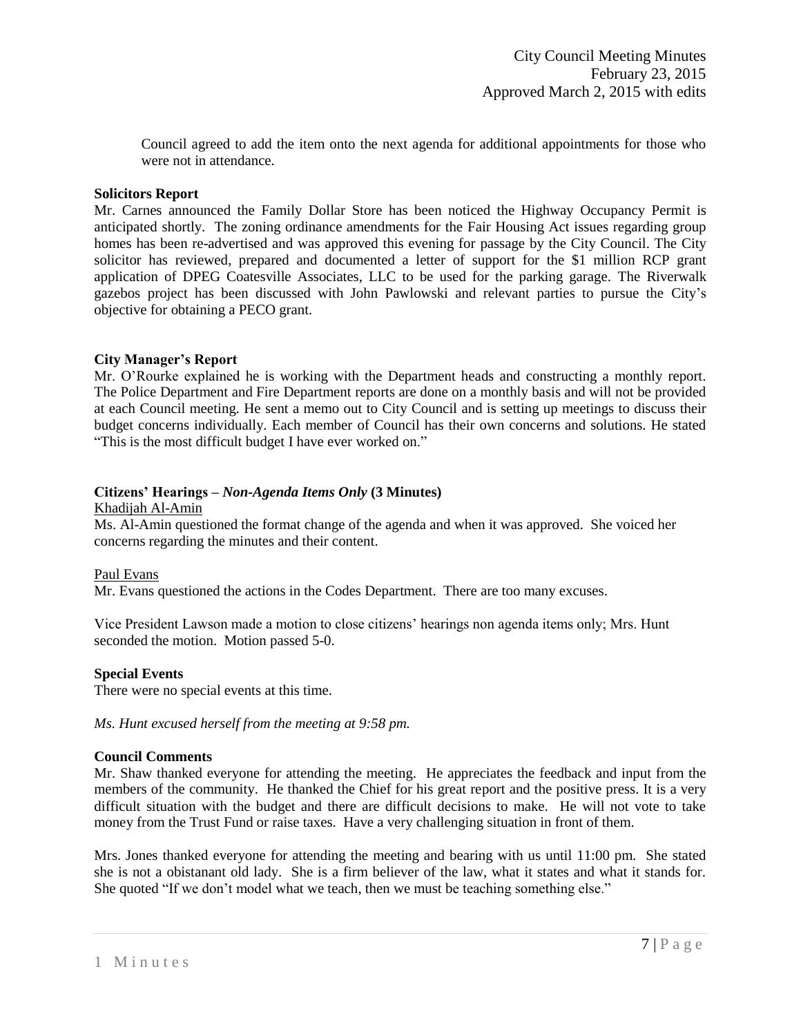Council agreed to add the item onto the next agenda for additional appointments for those who were not in attendance.

**Solicitors Report**

Mr. Carnes announced the Family Dollar Store has been noticed the Highway Occupancy Permit is anticipated shortly. The zoning ordinance amendments for the Fair Housing Act issues regarding group homes has been re-advertised and was approved this evening for passage by the City Council. The City solicitor has reviewed, prepared and documented a letter of support for the $1 million RCP grant application of DPEG Coatesville Associates, LLC to be used for the parking garage. The Riverwalk gazebos project has been discussed with John Pawlowski and relevant parties to pursue the City's objective for obtaining a PECO grant.

**City Manager's Report**

Mr. O'Rourke explained he is working with the Department heads and constructing a monthly report. The Police Department and Fire Department reports are done on a monthly basis and will not be provided at each Council meeting. He sent a memo out to City Council and is setting up meetings to discuss their budget concerns individually. Each member of Council has their own concerns and solutions. He stated "This is the most difficult budget I have ever worked on."

**Citizens' Hearings – *Non-Agenda Items Only* (3 Minutes)**

Khadijah Al-Amin

Ms. Al-Amin questioned the format change of the agenda and when it was approved. She voiced her concerns regarding the minutes and their content.

Paul Evans

Mr. Evans questioned the actions in the Codes Department. There are too many excuses.

Vice President Lawson made a motion to close citizens' hearings non agenda items only; Mrs. Hunt seconded the motion. Motion passed 5-0.

**Special Events**

There were no special events at this time.

*Ms. Hunt excused herself from the meeting at 9:58 pm.*

**Council Comments**

Mr. Shaw thanked everyone for attending the meeting. He appreciates the feedback and input from the members of the community. He thanked the Chief for his great report and the positive press. It is a very difficult situation with the budget and there are difficult decisions to make. He will not vote to take money from the Trust Fund or raise taxes. Have a very challenging situation in front of them.

Mrs. Jones thanked everyone for attending the meeting and bearing with us until 11:00 pm. She stated she is not a obistanant old lady. She is a firm believer of the law, what it states and what it stands for. She quoted "If we don't model what we teach, then we must be teaching something else."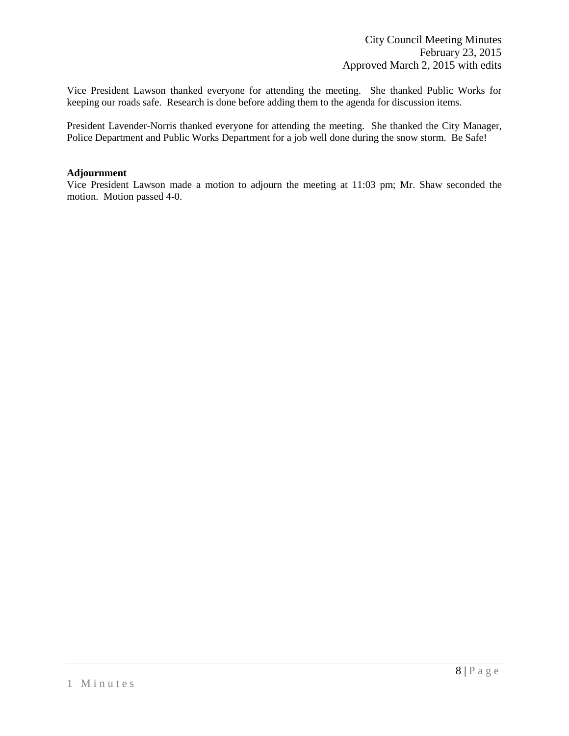Vice President Lawson thanked everyone for attending the meeting. She thanked Public Works for keeping our roads safe. Research is done before adding them to the agenda for discussion items.

President Lavender-Norris thanked everyone for attending the meeting. She thanked the City Manager, Police Department and Public Works Department for a job well done during the snow storm. Be Safe!

**Adjournment**

Vice President Lawson made a motion to adjourn the meeting at 11:03 pm; Mr. Shaw seconded the motion. Motion passed 4-0.